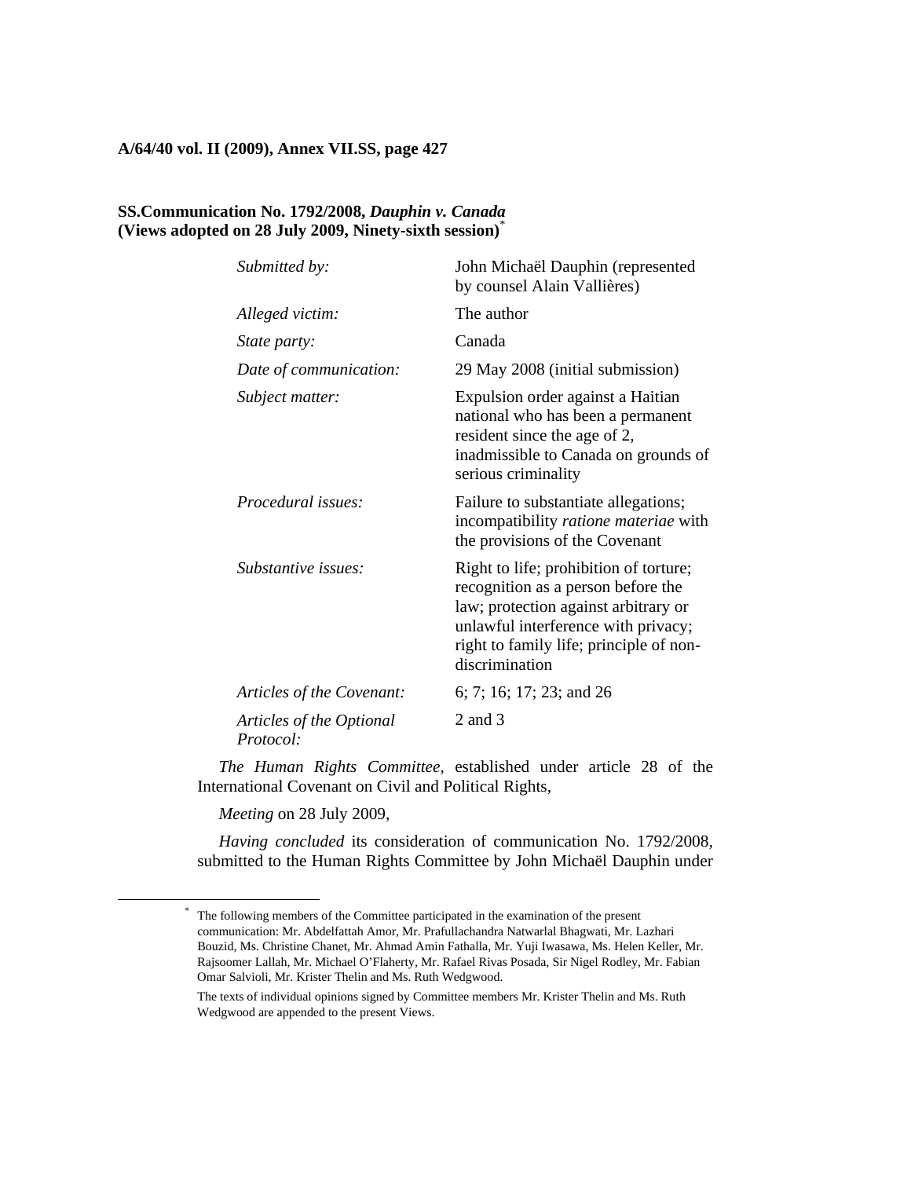**A/64/40 vol. II (2009), Annex VII.SS, page 427**

## SS. Communication No. 1792/2008, *Dauphin v. Canada* (Views adopted on 28 July 2009, Ninety-sixth session)[*]

| | |
|---|---|
| *Submitted by:* | John Michaël Dauphin (represented by counsel Alain Vallières) |
| *Alleged victim:* | The author |
| *State party:* | Canada |
| *Date of communication:* | 29 May 2008 (initial submission) |
| *Subject matter:* | Expulsion order against a Haitian national who has been a permanent resident since the age of 2, inadmissible to Canada on grounds of serious criminality |
| *Procedural issues:* | Failure to substantiate allegations; incompatibility *ratione materiae* with the provisions of the Covenant |
| *Substantive issues:* | Right to life; prohibition of torture; recognition as a person before the law; protection against arbitrary or unlawful interference with privacy; right to family life; principle of non-discrimination |
| *Articles of the Covenant:* | 6; 7; 16; 17; 23; and 26 |
| *Articles of the Optional Protocol:* | 2 and 3 |

*The Human Rights Committee*, established under article 28 of the International Covenant on Civil and Political Rights,

*Meeting* on 28 July 2009,

*Having concluded* its consideration of communication No. 1792/2008, submitted to the Human Rights Committee by John Michaël Dauphin under

---

[*] The following members of the Committee participated in the examination of the present communication: Mr. Abdelfattah Amor, Mr. Prafullachandra Natwarlal Bhagwati, Mr. Lazhari Bouzid, Ms. Christine Chanet, Mr. Ahmad Amin Fathalla, Mr. Yuji Iwasawa, Ms. Helen Keller, Mr. Rajsoomer Lallah, Mr. Michael O'Flaherty, Mr. Rafael Rivas Posada, Sir Nigel Rodley, Mr. Fabian Omar Salvioli, Mr. Krister Thelin and Ms. Ruth Wedgwood.

The texts of individual opinions signed by Committee members Mr. Krister Thelin and Ms. Ruth Wedgwood are appended to the present Views.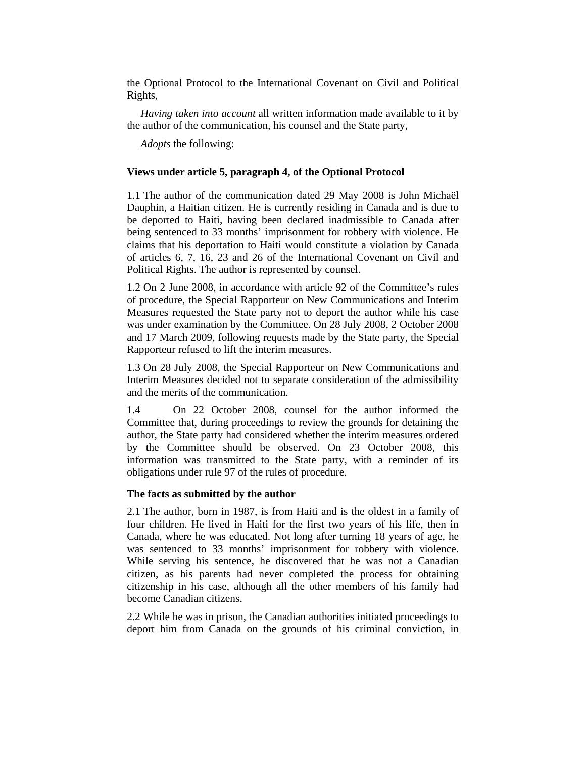the Optional Protocol to the International Covenant on Civil and Political Rights,

*Having taken into account* all written information made available to it by the author of the communication, his counsel and the State party,

*Adopts* the following:

### Views under article 5, paragraph 4, of the Optional Protocol

1.1 The author of the communication dated 29 May 2008 is John Michaël Dauphin, a Haitian citizen. He is currently residing in Canada and is due to be deported to Haiti, having been declared inadmissible to Canada after being sentenced to 33 months' imprisonment for robbery with violence. He claims that his deportation to Haiti would constitute a violation by Canada of articles 6, 7, 16, 23 and 26 of the International Covenant on Civil and Political Rights. The author is represented by counsel.

1.2 On 2 June 2008, in accordance with article 92 of the Committee's rules of procedure, the Special Rapporteur on New Communications and Interim Measures requested the State party not to deport the author while his case was under examination by the Committee. On 28 July 2008, 2 October 2008 and 17 March 2009, following requests made by the State party, the Special Rapporteur refused to lift the interim measures.

1.3 On 28 July 2008, the Special Rapporteur on New Communications and Interim Measures decided not to separate consideration of the admissibility and the merits of the communication.

1.4 On 22 October 2008, counsel for the author informed the Committee that, during proceedings to review the grounds for detaining the author, the State party had considered whether the interim measures ordered by the Committee should be observed. On 23 October 2008, this information was transmitted to the State party, with a reminder of its obligations under rule 97 of the rules of procedure.

### The facts as submitted by the author

2.1 The author, born in 1987, is from Haiti and is the oldest in a family of four children. He lived in Haiti for the first two years of his life, then in Canada, where he was educated. Not long after turning 18 years of age, he was sentenced to 33 months' imprisonment for robbery with violence. While serving his sentence, he discovered that he was not a Canadian citizen, as his parents had never completed the process for obtaining citizenship in his case, although all the other members of his family had become Canadian citizens.

2.2 While he was in prison, the Canadian authorities initiated proceedings to deport him from Canada on the grounds of his criminal conviction, in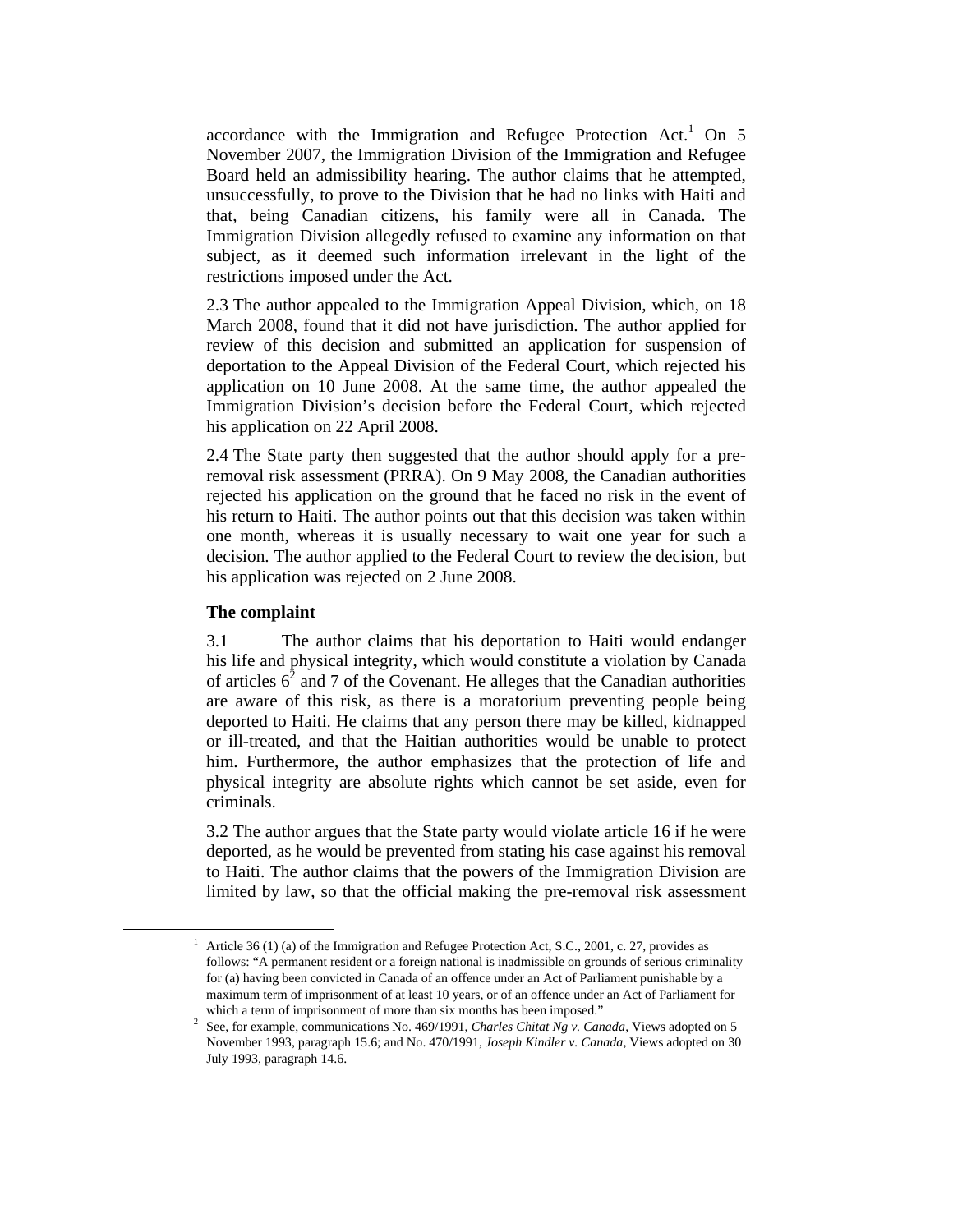accordance with the Immigration and Refugee Protection Act.[1] On 5 November 2007, the Immigration Division of the Immigration and Refugee Board held an admissibility hearing. The author claims that he attempted, unsuccessfully, to prove to the Division that he had no links with Haiti and that, being Canadian citizens, his family were all in Canada. The Immigration Division allegedly refused to examine any information on that subject, as it deemed such information irrelevant in the light of the restrictions imposed under the Act.

2.3 The author appealed to the Immigration Appeal Division, which, on 18 March 2008, found that it did not have jurisdiction. The author applied for review of this decision and submitted an application for suspension of deportation to the Appeal Division of the Federal Court, which rejected his application on 10 June 2008. At the same time, the author appealed the Immigration Division's decision before the Federal Court, which rejected his application on 22 April 2008.

2.4 The State party then suggested that the author should apply for a pre-removal risk assessment (PRRA). On 9 May 2008, the Canadian authorities rejected his application on the ground that he faced no risk in the event of his return to Haiti. The author points out that this decision was taken within one month, whereas it is usually necessary to wait one year for such a decision. The author applied to the Federal Court to review the decision, but his application was rejected on 2 June 2008.

**The complaint**

3.1 The author claims that his deportation to Haiti would endanger his life and physical integrity, which would constitute a violation by Canada of articles 6[2] and 7 of the Covenant. He alleges that the Canadian authorities are aware of this risk, as there is a moratorium preventing people being deported to Haiti. He claims that any person there may be killed, kidnapped or ill-treated, and that the Haitian authorities would be unable to protect him. Furthermore, the author emphasizes that the protection of life and physical integrity are absolute rights which cannot be set aside, even for criminals.

3.2 The author argues that the State party would violate article 16 if he were deported, as he would be prevented from stating his case against his removal to Haiti. The author claims that the powers of the Immigration Division are limited by law, so that the official making the pre-removal risk assessment

---

[1] Article 36 (1) (a) of the Immigration and Refugee Protection Act, S.C., 2001, c. 27, provides as follows: "A permanent resident or a foreign national is inadmissible on grounds of serious criminality for (a) having been convicted in Canada of an offence under an Act of Parliament punishable by a maximum term of imprisonment of at least 10 years, or of an offence under an Act of Parliament for which a term of imprisonment of more than six months has been imposed."

[2] See, for example, communications No. 469/1991, *Charles Chitat Ng v. Canada*, Views adopted on 5 November 1993, paragraph 15.6; and No. 470/1991, *Joseph Kindler v. Canada*, Views adopted on 30 July 1993, paragraph 14.6.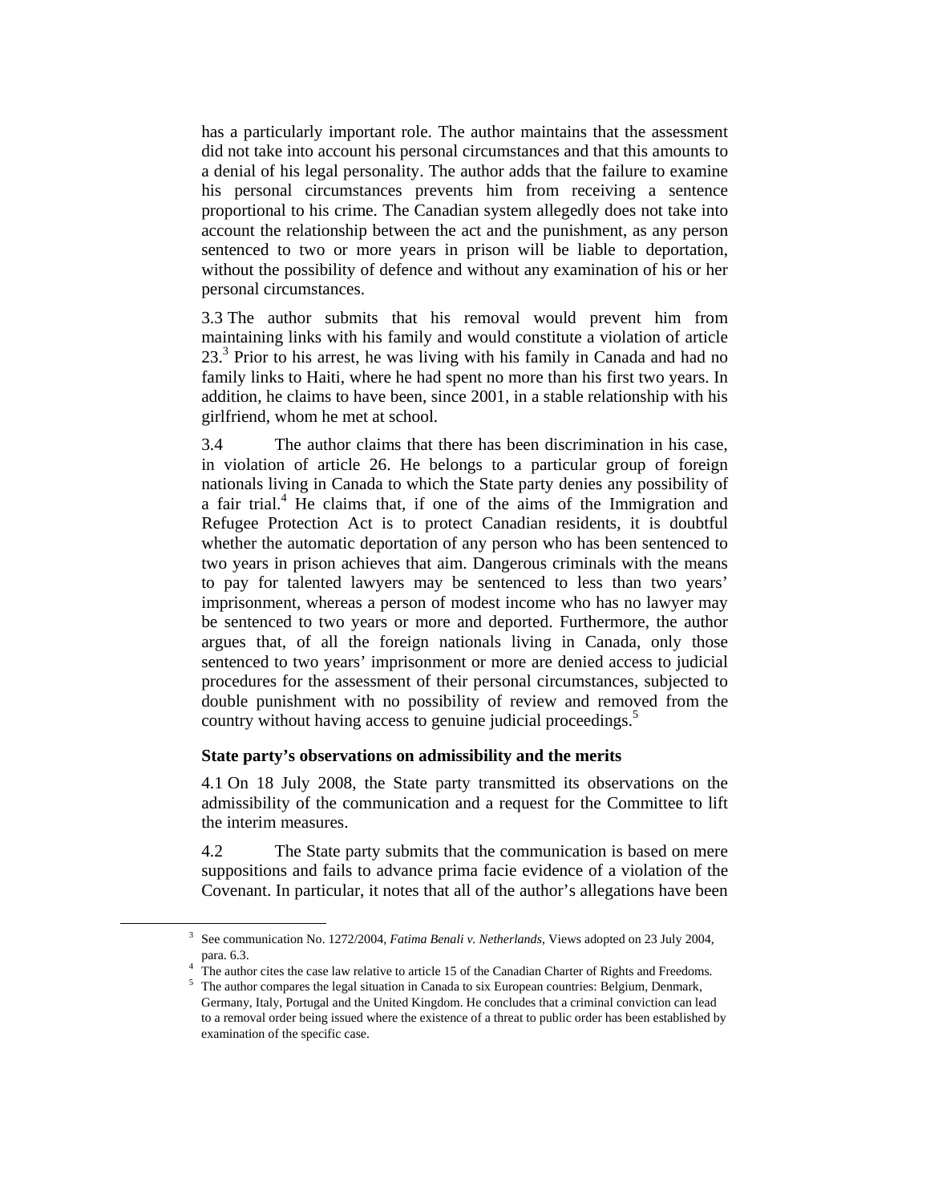has a particularly important role. The author maintains that the assessment did not take into account his personal circumstances and that this amounts to a denial of his legal personality. The author adds that the failure to examine his personal circumstances prevents him from receiving a sentence proportional to his crime. The Canadian system allegedly does not take into account the relationship between the act and the punishment, as any person sentenced to two or more years in prison will be liable to deportation, without the possibility of defence and without any examination of his or her personal circumstances.

3.3 The author submits that his removal would prevent him from maintaining links with his family and would constitute a violation of article 23.[3] Prior to his arrest, he was living with his family in Canada and had no family links to Haiti, where he had spent no more than his first two years. In addition, he claims to have been, since 2001, in a stable relationship with his girlfriend, whom he met at school.

3.4 The author claims that there has been discrimination in his case, in violation of article 26. He belongs to a particular group of foreign nationals living in Canada to which the State party denies any possibility of a fair trial.[4] He claims that, if one of the aims of the Immigration and Refugee Protection Act is to protect Canadian residents, it is doubtful whether the automatic deportation of any person who has been sentenced to two years in prison achieves that aim. Dangerous criminals with the means to pay for talented lawyers may be sentenced to less than two years' imprisonment, whereas a person of modest income who has no lawyer may be sentenced to two years or more and deported. Furthermore, the author argues that, of all the foreign nationals living in Canada, only those sentenced to two years' imprisonment or more are denied access to judicial procedures for the assessment of their personal circumstances, subjected to double punishment with no possibility of review and removed from the country without having access to genuine judicial proceedings.[5]

**State party's observations on admissibility and the merits**

4.1 On 18 July 2008, the State party transmitted its observations on the admissibility of the communication and a request for the Committee to lift the interim measures.

4.2 The State party submits that the communication is based on mere suppositions and fails to advance prima facie evidence of a violation of the Covenant. In particular, it notes that all of the author's allegations have been

[3] See communication No. 1272/2004, *Fatima Benali v. Netherlands*, Views adopted on 23 July 2004, para. 6.3.

[4] The author cites the case law relative to article 15 of the Canadian Charter of Rights and Freedoms.

[5] The author compares the legal situation in Canada to six European countries: Belgium, Denmark, Germany, Italy, Portugal and the United Kingdom. He concludes that a criminal conviction can lead to a removal order being issued where the existence of a threat to public order has been established by examination of the specific case.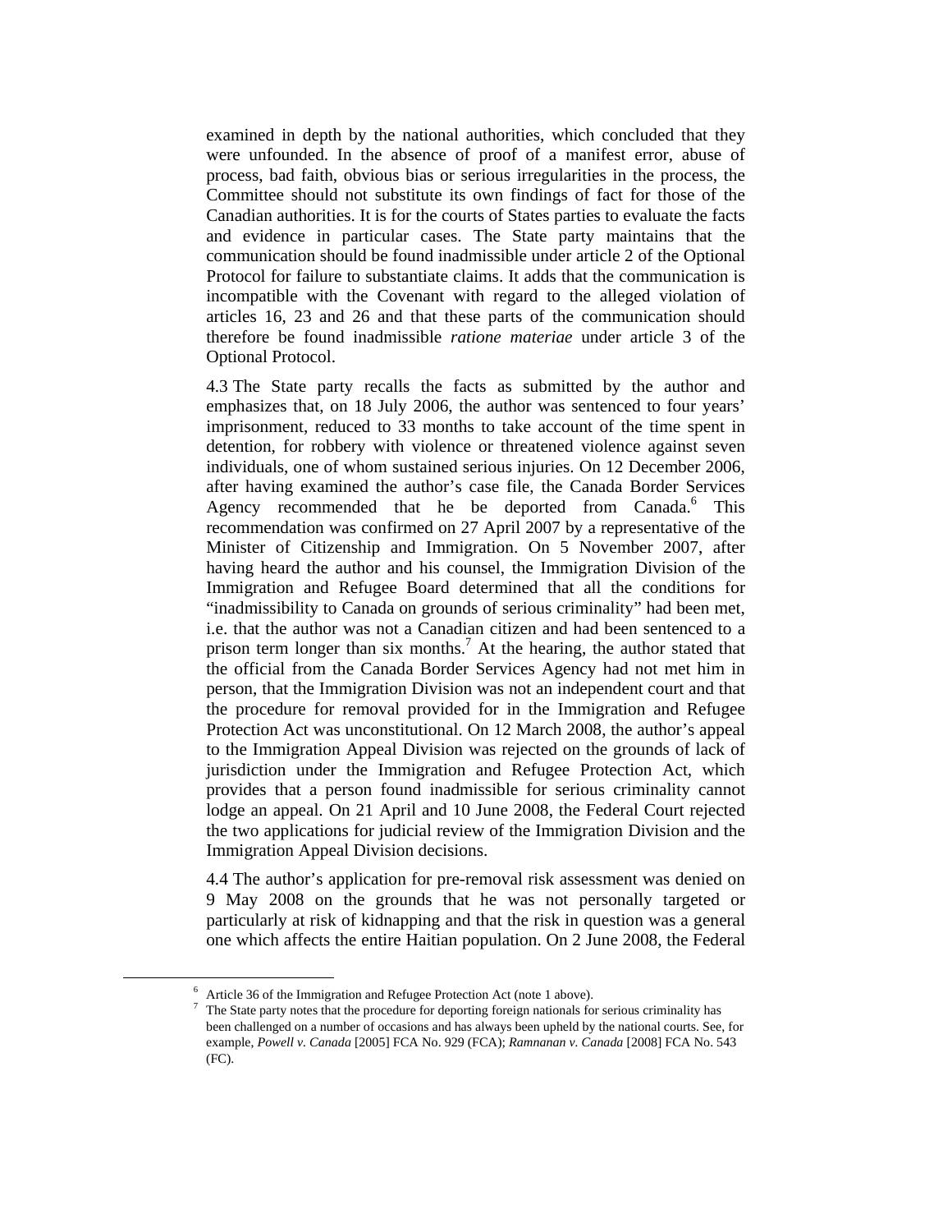examined in depth by the national authorities, which concluded that they were unfounded. In the absence of proof of a manifest error, abuse of process, bad faith, obvious bias or serious irregularities in the process, the Committee should not substitute its own findings of fact for those of the Canadian authorities. It is for the courts of States parties to evaluate the facts and evidence in particular cases. The State party maintains that the communication should be found inadmissible under article 2 of the Optional Protocol for failure to substantiate claims. It adds that the communication is incompatible with the Covenant with regard to the alleged violation of articles 16, 23 and 26 and that these parts of the communication should therefore be found inadmissible *ratione materiae* under article 3 of the Optional Protocol.

4.3 The State party recalls the facts as submitted by the author and emphasizes that, on 18 July 2006, the author was sentenced to four years' imprisonment, reduced to 33 months to take account of the time spent in detention, for robbery with violence or threatened violence against seven individuals, one of whom sustained serious injuries. On 12 December 2006, after having examined the author's case file, the Canada Border Services Agency recommended that he be deported from Canada.[6] This recommendation was confirmed on 27 April 2007 by a representative of the Minister of Citizenship and Immigration. On 5 November 2007, after having heard the author and his counsel, the Immigration Division of the Immigration and Refugee Board determined that all the conditions for "inadmissibility to Canada on grounds of serious criminality" had been met, i.e. that the author was not a Canadian citizen and had been sentenced to a prison term longer than six months.[7] At the hearing, the author stated that the official from the Canada Border Services Agency had not met him in person, that the Immigration Division was not an independent court and that the procedure for removal provided for in the Immigration and Refugee Protection Act was unconstitutional. On 12 March 2008, the author's appeal to the Immigration Appeal Division was rejected on the grounds of lack of jurisdiction under the Immigration and Refugee Protection Act, which provides that a person found inadmissible for serious criminality cannot lodge an appeal. On 21 April and 10 June 2008, the Federal Court rejected the two applications for judicial review of the Immigration Division and the Immigration Appeal Division decisions.

4.4 The author's application for pre-removal risk assessment was denied on 9 May 2008 on the grounds that he was not personally targeted or particularly at risk of kidnapping and that the risk in question was a general one which affects the entire Haitian population. On 2 June 2008, the Federal

---

[6] Article 36 of the Immigration and Refugee Protection Act (note 1 above).

[7] The State party notes that the procedure for deporting foreign nationals for serious criminality has been challenged on a number of occasions and has always been upheld by the national courts. See, for example, *Powell v. Canada* [2005] FCA No. 929 (FCA); *Ramnanan v. Canada* [2008] FCA No. 543 (FC).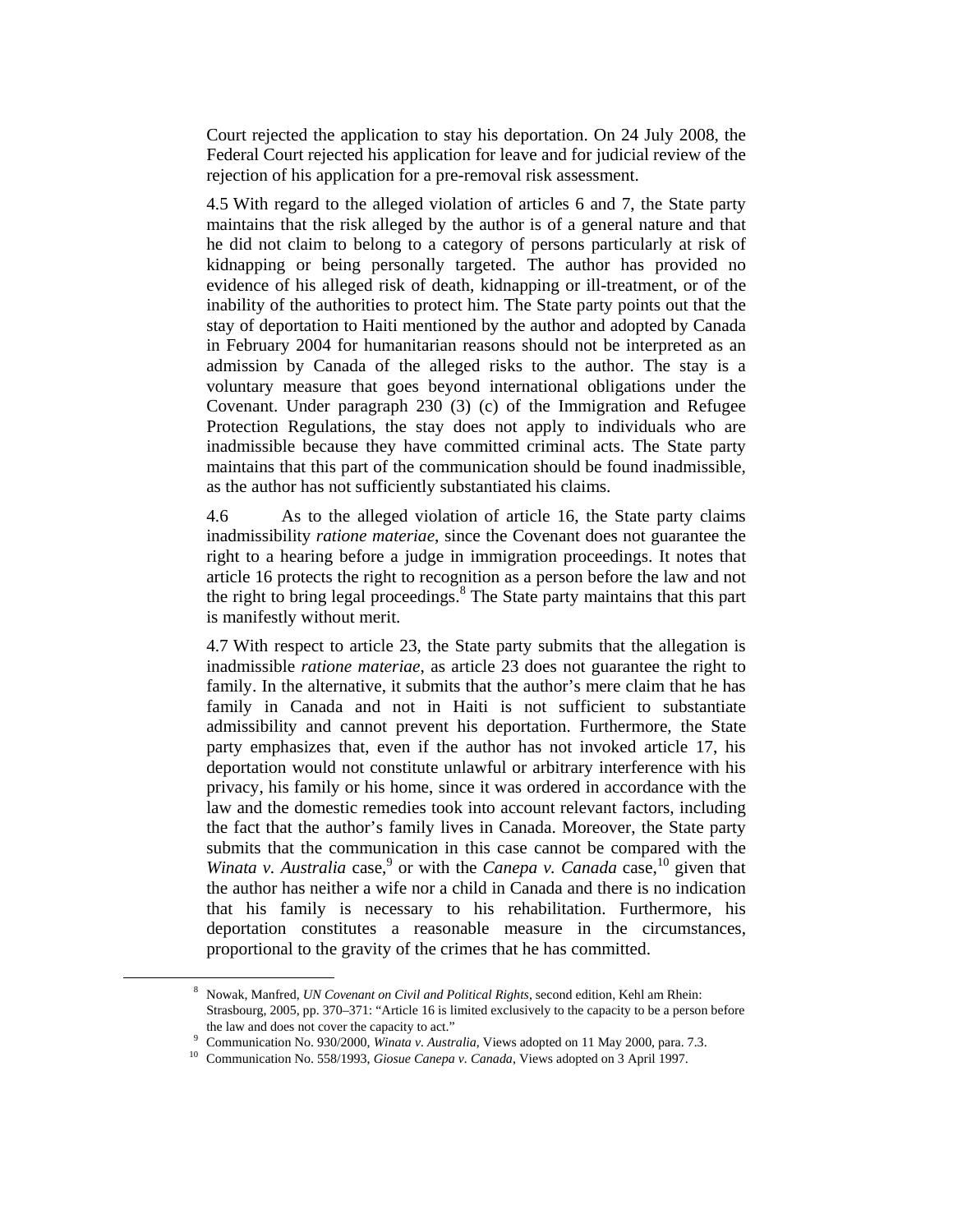Court rejected the application to stay his deportation. On 24 July 2008, the Federal Court rejected his application for leave and for judicial review of the rejection of his application for a pre-removal risk assessment.

4.5 With regard to the alleged violation of articles 6 and 7, the State party maintains that the risk alleged by the author is of a general nature and that he did not claim to belong to a category of persons particularly at risk of kidnapping or being personally targeted. The author has provided no evidence of his alleged risk of death, kidnapping or ill-treatment, or of the inability of the authorities to protect him. The State party points out that the stay of deportation to Haiti mentioned by the author and adopted by Canada in February 2004 for humanitarian reasons should not be interpreted as an admission by Canada of the alleged risks to the author. The stay is a voluntary measure that goes beyond international obligations under the Covenant. Under paragraph 230 (3) (c) of the Immigration and Refugee Protection Regulations, the stay does not apply to individuals who are inadmissible because they have committed criminal acts. The State party maintains that this part of the communication should be found inadmissible, as the author has not sufficiently substantiated his claims.

4.6 As to the alleged violation of article 16, the State party claims inadmissibility *ratione materiae*, since the Covenant does not guarantee the right to a hearing before a judge in immigration proceedings. It notes that article 16 protects the right to recognition as a person before the law and not the right to bring legal proceedings.[8] The State party maintains that this part is manifestly without merit.

4.7 With respect to article 23, the State party submits that the allegation is inadmissible *ratione materiae*, as article 23 does not guarantee the right to family. In the alternative, it submits that the author's mere claim that he has family in Canada and not in Haiti is not sufficient to substantiate admissibility and cannot prevent his deportation. Furthermore, the State party emphasizes that, even if the author has not invoked article 17, his deportation would not constitute unlawful or arbitrary interference with his privacy, his family or his home, since it was ordered in accordance with the law and the domestic remedies took into account relevant factors, including the fact that the author's family lives in Canada. Moreover, the State party submits that the communication in this case cannot be compared with the *Winata v. Australia* case,[9] or with the *Canepa v. Canada* case,[10] given that the author has neither a wife nor a child in Canada and there is no indication that his family is necessary to his rehabilitation. Furthermore, his deportation constitutes a reasonable measure in the circumstances, proportional to the gravity of the crimes that he has committed.

---

[8] Nowak, Manfred, *UN Covenant on Civil and Political Rights*, second edition, Kehl am Rhein: Strasbourg, 2005, pp. 370–371: "Article 16 is limited exclusively to the capacity to be a person before the law and does not cover the capacity to act."

[9] Communication No. 930/2000, *Winata v. Australia*, Views adopted on 11 May 2000, para. 7.3.

[10] Communication No. 558/1993, *Giosue Canepa v. Canada*, Views adopted on 3 April 1997.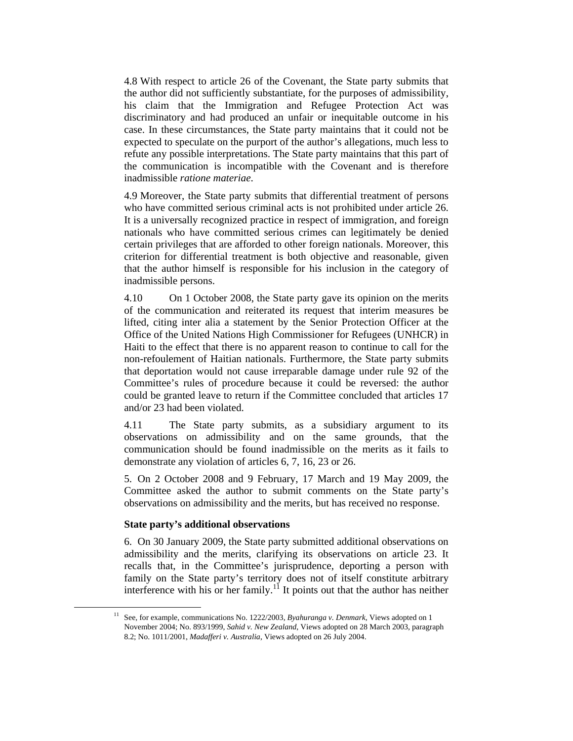4.8 With respect to article 26 of the Covenant, the State party submits that the author did not sufficiently substantiate, for the purposes of admissibility, his claim that the Immigration and Refugee Protection Act was discriminatory and had produced an unfair or inequitable outcome in his case. In these circumstances, the State party maintains that it could not be expected to speculate on the purport of the author's allegations, much less to refute any possible interpretations. The State party maintains that this part of the communication is incompatible with the Covenant and is therefore inadmissible *ratione materiae*.

4.9 Moreover, the State party submits that differential treatment of persons who have committed serious criminal acts is not prohibited under article 26. It is a universally recognized practice in respect of immigration, and foreign nationals who have committed serious crimes can legitimately be denied certain privileges that are afforded to other foreign nationals. Moreover, this criterion for differential treatment is both objective and reasonable, given that the author himself is responsible for his inclusion in the category of inadmissible persons.

4.10 On 1 October 2008, the State party gave its opinion on the merits of the communication and reiterated its request that interim measures be lifted, citing inter alia a statement by the Senior Protection Officer at the Office of the United Nations High Commissioner for Refugees (UNHCR) in Haiti to the effect that there is no apparent reason to continue to call for the non-refoulement of Haitian nationals. Furthermore, the State party submits that deportation would not cause irreparable damage under rule 92 of the Committee's rules of procedure because it could be reversed: the author could be granted leave to return if the Committee concluded that articles 17 and/or 23 had been violated.

4.11 The State party submits, as a subsidiary argument to its observations on admissibility and on the same grounds, that the communication should be found inadmissible on the merits as it fails to demonstrate any violation of articles 6, 7, 16, 23 or 26.

5. On 2 October 2008 and 9 February, 17 March and 19 May 2009, the Committee asked the author to submit comments on the State party's observations on admissibility and the merits, but has received no response.

**State party's additional observations**

6. On 30 January 2009, the State party submitted additional observations on admissibility and the merits, clarifying its observations on article 23. It recalls that, in the Committee's jurisprudence, deporting a person with family on the State party's territory does not of itself constitute arbitrary interference with his or her family.[11] It points out that the author has neither

[11] See, for example, communications No. 1222/2003, *Byahuranga v. Denmark*, Views adopted on 1 November 2004; No. 893/1999, *Sahid v. New Zealand*, Views adopted on 28 March 2003, paragraph 8.2; No. 1011/2001, *Madafferi v. Australia*, Views adopted on 26 July 2004.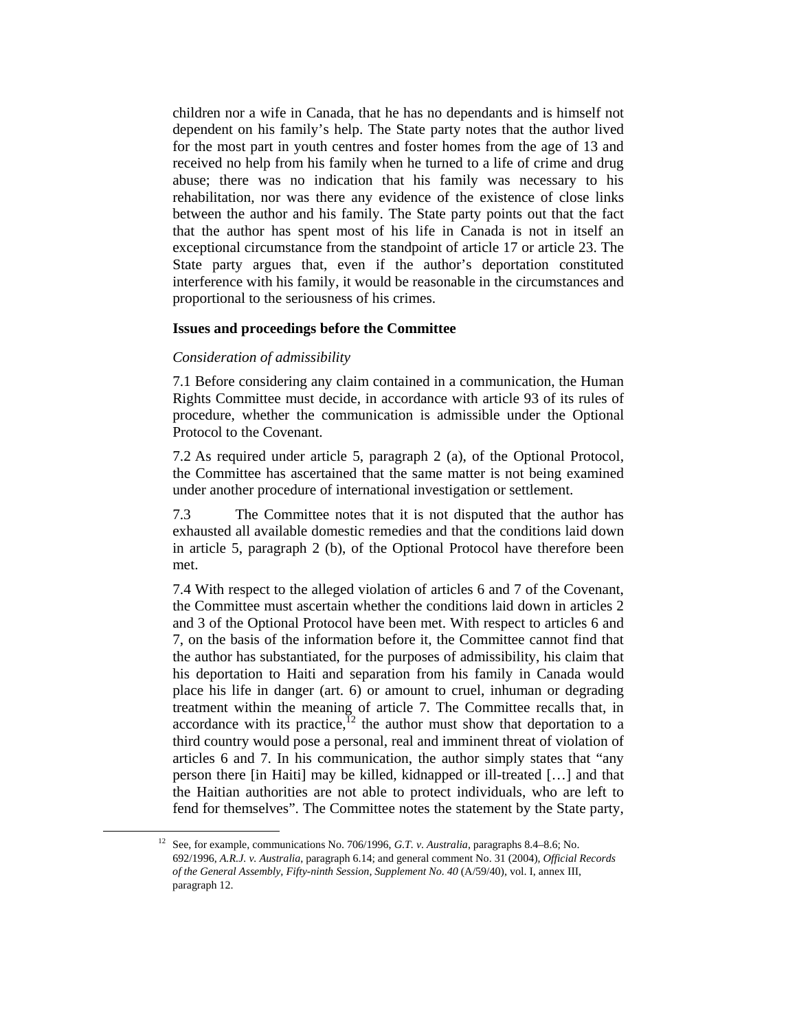children nor a wife in Canada, that he has no dependants and is himself not dependent on his family's help. The State party notes that the author lived for the most part in youth centres and foster homes from the age of 13 and received no help from his family when he turned to a life of crime and drug abuse; there was no indication that his family was necessary to his rehabilitation, nor was there any evidence of the existence of close links between the author and his family. The State party points out that the fact that the author has spent most of his life in Canada is not in itself an exceptional circumstance from the standpoint of article 17 or article 23. The State party argues that, even if the author's deportation constituted interference with his family, it would be reasonable in the circumstances and proportional to the seriousness of his crimes.

**Issues and proceedings before the Committee**

*Consideration of admissibility*

7.1 Before considering any claim contained in a communication, the Human Rights Committee must decide, in accordance with article 93 of its rules of procedure, whether the communication is admissible under the Optional Protocol to the Covenant.

7.2 As required under article 5, paragraph 2 (a), of the Optional Protocol, the Committee has ascertained that the same matter is not being examined under another procedure of international investigation or settlement.

7.3 The Committee notes that it is not disputed that the author has exhausted all available domestic remedies and that the conditions laid down in article 5, paragraph 2 (b), of the Optional Protocol have therefore been met.

7.4 With respect to the alleged violation of articles 6 and 7 of the Covenant, the Committee must ascertain whether the conditions laid down in articles 2 and 3 of the Optional Protocol have been met. With respect to articles 6 and 7, on the basis of the information before it, the Committee cannot find that the author has substantiated, for the purposes of admissibility, his claim that his deportation to Haiti and separation from his family in Canada would place his life in danger (art. 6) or amount to cruel, inhuman or degrading treatment within the meaning of article 7. The Committee recalls that, in accordance with its practice,[12] the author must show that deportation to a third country would pose a personal, real and imminent threat of violation of articles 6 and 7. In his communication, the author simply states that "any person there [in Haiti] may be killed, kidnapped or ill-treated […] and that the Haitian authorities are not able to protect individuals, who are left to fend for themselves". The Committee notes the statement by the State party,

[12] See, for example, communications No. 706/1996, *G.T. v. Australia*, paragraphs 8.4–8.6; No. 692/1996, *A.R.J. v. Australia*, paragraph 6.14; and general comment No. 31 (2004), *Official Records of the General Assembly, Fifty-ninth Session, Supplement No. 40* (A/59/40), vol. I, annex III, paragraph 12.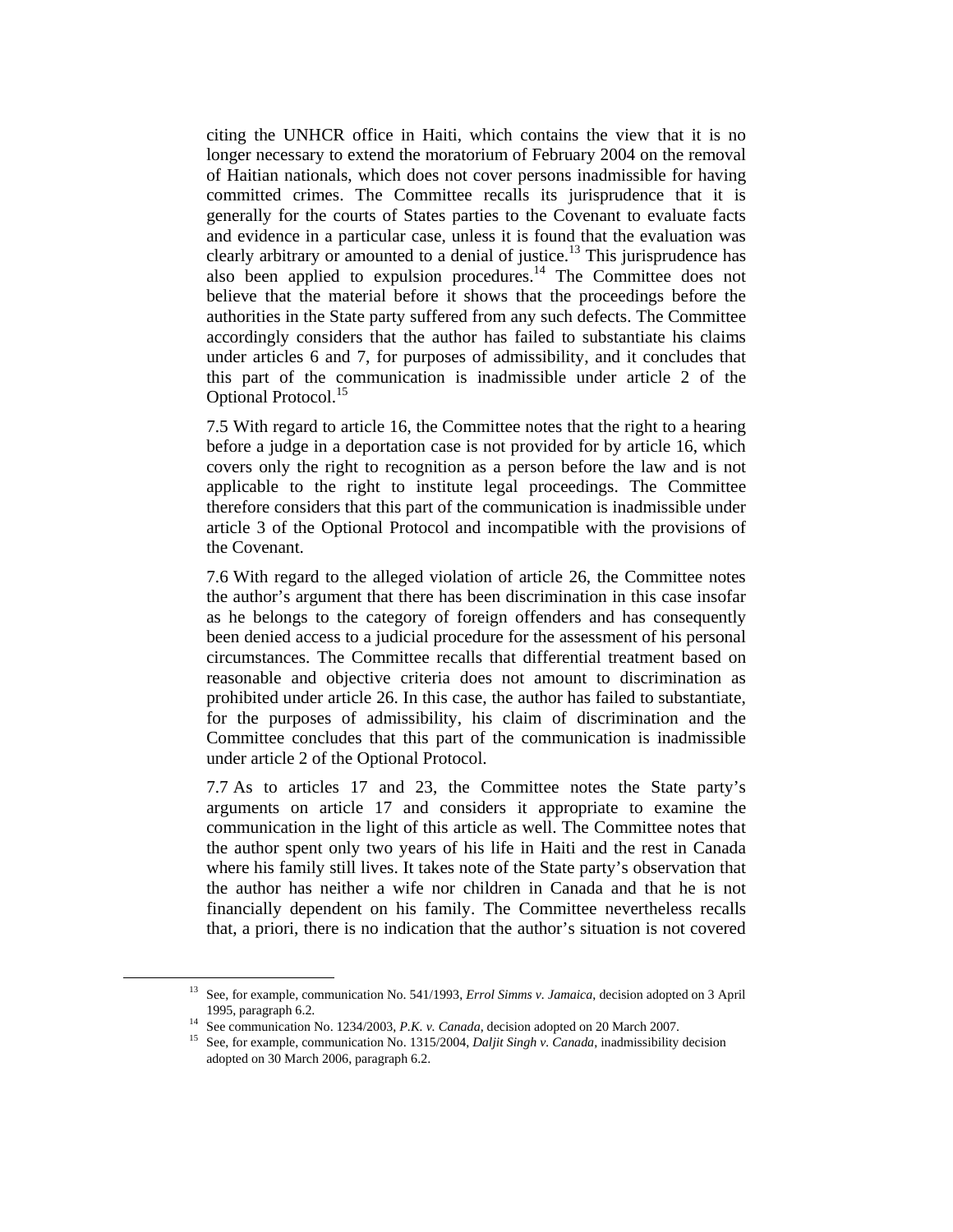citing the UNHCR office in Haiti, which contains the view that it is no longer necessary to extend the moratorium of February 2004 on the removal of Haitian nationals, which does not cover persons inadmissible for having committed crimes. The Committee recalls its jurisprudence that it is generally for the courts of States parties to the Covenant to evaluate facts and evidence in a particular case, unless it is found that the evaluation was clearly arbitrary or amounted to a denial of justice.[13] This jurisprudence has also been applied to expulsion procedures.[14] The Committee does not believe that the material before it shows that the proceedings before the authorities in the State party suffered from any such defects. The Committee accordingly considers that the author has failed to substantiate his claims under articles 6 and 7, for purposes of admissibility, and it concludes that this part of the communication is inadmissible under article 2 of the Optional Protocol.[15]

7.5 With regard to article 16, the Committee notes that the right to a hearing before a judge in a deportation case is not provided for by article 16, which covers only the right to recognition as a person before the law and is not applicable to the right to institute legal proceedings. The Committee therefore considers that this part of the communication is inadmissible under article 3 of the Optional Protocol and incompatible with the provisions of the Covenant.

7.6 With regard to the alleged violation of article 26, the Committee notes the author's argument that there has been discrimination in this case insofar as he belongs to the category of foreign offenders and has consequently been denied access to a judicial procedure for the assessment of his personal circumstances. The Committee recalls that differential treatment based on reasonable and objective criteria does not amount to discrimination as prohibited under article 26. In this case, the author has failed to substantiate, for the purposes of admissibility, his claim of discrimination and the Committee concludes that this part of the communication is inadmissible under article 2 of the Optional Protocol.

7.7 As to articles 17 and 23, the Committee notes the State party's arguments on article 17 and considers it appropriate to examine the communication in the light of this article as well. The Committee notes that the author spent only two years of his life in Haiti and the rest in Canada where his family still lives. It takes note of the State party's observation that the author has neither a wife nor children in Canada and that he is not financially dependent on his family. The Committee nevertheless recalls that, a priori, there is no indication that the author's situation is not covered

---

[13] See, for example, communication No. 541/1993, *Errol Simms v. Jamaica*, decision adopted on 3 April 1995, paragraph 6.2.

[14] See communication No. 1234/2003, *P.K. v. Canada*, decision adopted on 20 March 2007.

[15] See, for example, communication No. 1315/2004, *Daljit Singh v. Canada*, inadmissibility decision adopted on 30 March 2006, paragraph 6.2.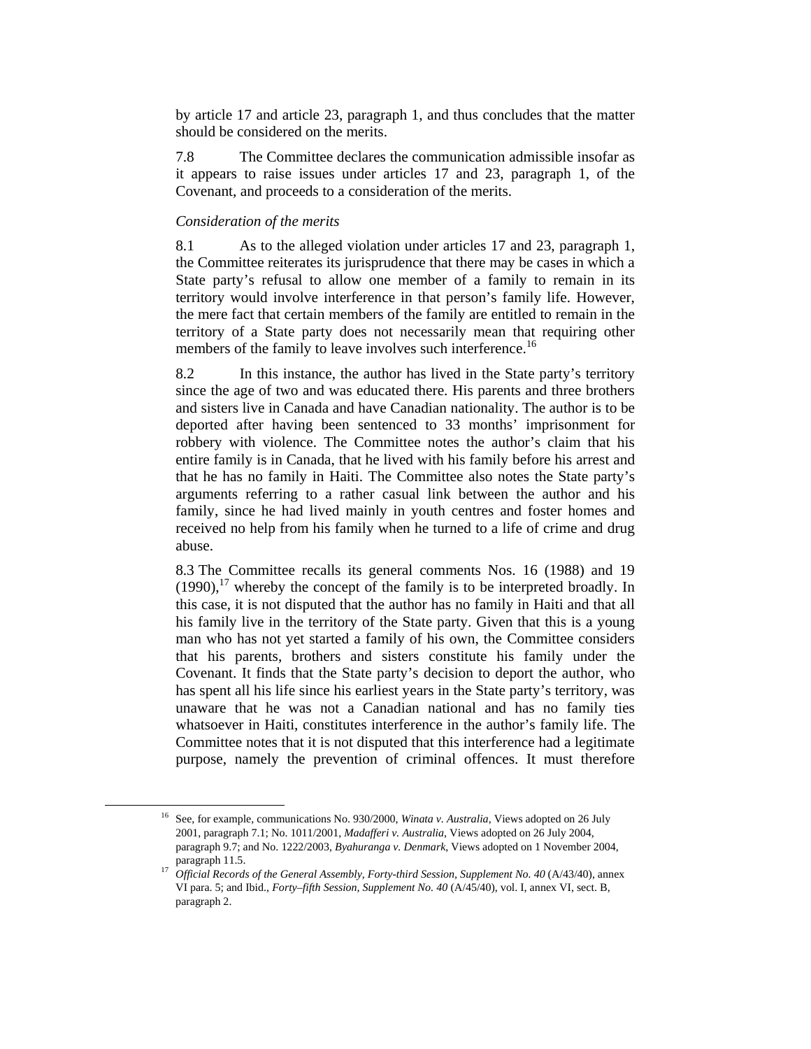by article 17 and article 23, paragraph 1, and thus concludes that the matter should be considered on the merits.

7.8 The Committee declares the communication admissible insofar as it appears to raise issues under articles 17 and 23, paragraph 1, of the Covenant, and proceeds to a consideration of the merits.

*Consideration of the merits*

8.1 As to the alleged violation under articles 17 and 23, paragraph 1, the Committee reiterates its jurisprudence that there may be cases in which a State party's refusal to allow one member of a family to remain in its territory would involve interference in that person's family life. However, the mere fact that certain members of the family are entitled to remain in the territory of a State party does not necessarily mean that requiring other members of the family to leave involves such interference.[16]

8.2 In this instance, the author has lived in the State party's territory since the age of two and was educated there. His parents and three brothers and sisters live in Canada and have Canadian nationality. The author is to be deported after having been sentenced to 33 months' imprisonment for robbery with violence. The Committee notes the author's claim that his entire family is in Canada, that he lived with his family before his arrest and that he has no family in Haiti. The Committee also notes the State party's arguments referring to a rather casual link between the author and his family, since he had lived mainly in youth centres and foster homes and received no help from his family when he turned to a life of crime and drug abuse.

8.3 The Committee recalls its general comments Nos. 16 (1988) and 19 (1990),[17] whereby the concept of the family is to be interpreted broadly. In this case, it is not disputed that the author has no family in Haiti and that all his family live in the territory of the State party. Given that this is a young man who has not yet started a family of his own, the Committee considers that his parents, brothers and sisters constitute his family under the Covenant. It finds that the State party's decision to deport the author, who has spent all his life since his earliest years in the State party's territory, was unaware that he was not a Canadian national and has no family ties whatsoever in Haiti, constitutes interference in the author's family life. The Committee notes that it is not disputed that this interference had a legitimate purpose, namely the prevention of criminal offences. It must therefore

---

[16] See, for example, communications No. 930/2000, *Winata v. Australia*, Views adopted on 26 July 2001, paragraph 7.1; No. 1011/2001, *Madafferi v. Australia*, Views adopted on 26 July 2004, paragraph 9.7; and No. 1222/2003, *Byahuranga v. Denmark*, Views adopted on 1 November 2004, paragraph 11.5.

[17] *Official Records of the General Assembly, Forty-third Session, Supplement No. 40* (A/43/40), annex VI para. 5; and Ibid., *Forty–fifth Session, Supplement No. 40* (A/45/40), vol. I, annex VI, sect. B, paragraph 2.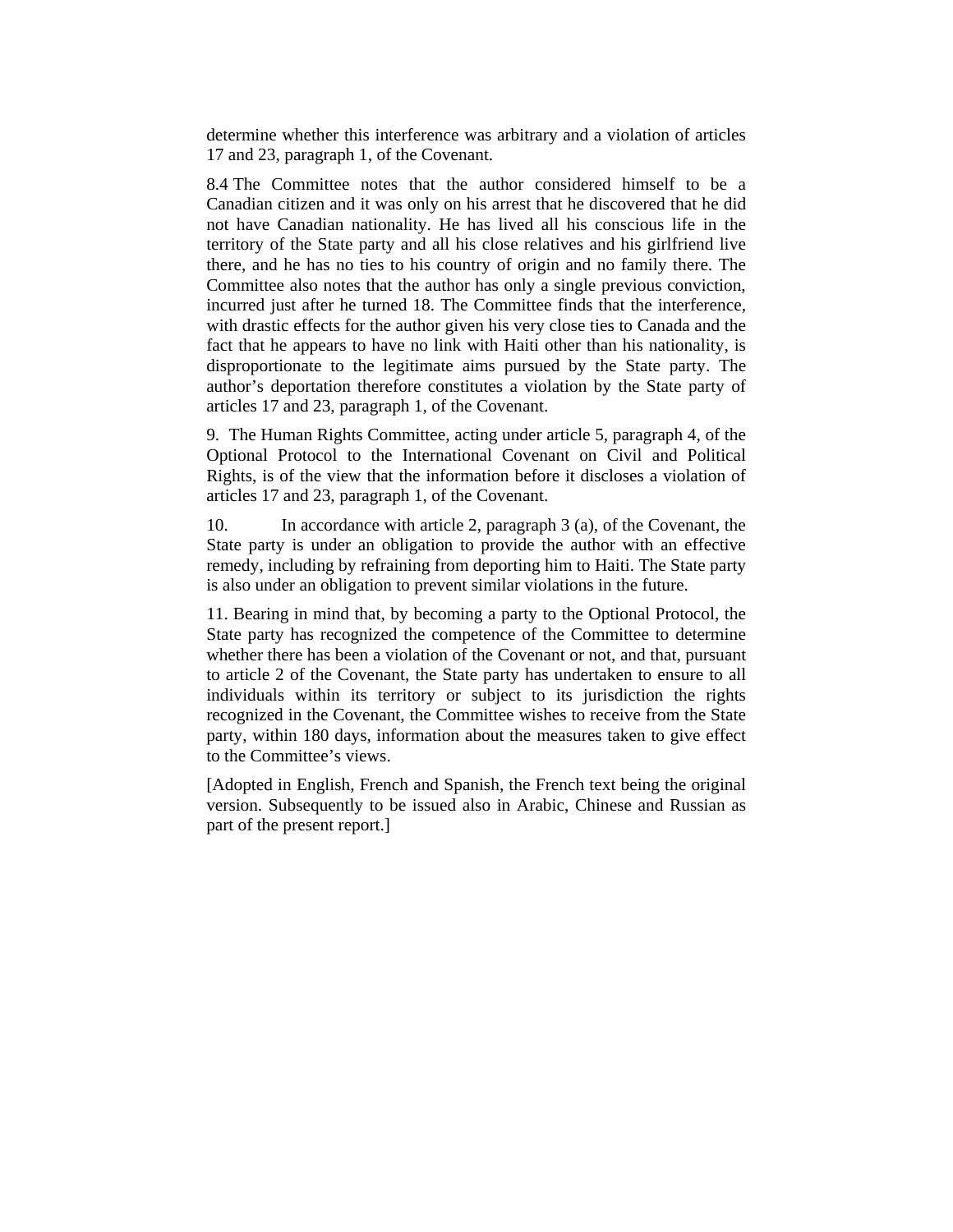determine whether this interference was arbitrary and a violation of articles 17 and 23, paragraph 1, of the Covenant.

8.4 The Committee notes that the author considered himself to be a Canadian citizen and it was only on his arrest that he discovered that he did not have Canadian nationality. He has lived all his conscious life in the territory of the State party and all his close relatives and his girlfriend live there, and he has no ties to his country of origin and no family there. The Committee also notes that the author has only a single previous conviction, incurred just after he turned 18. The Committee finds that the interference, with drastic effects for the author given his very close ties to Canada and the fact that he appears to have no link with Haiti other than his nationality, is disproportionate to the legitimate aims pursued by the State party. The author's deportation therefore constitutes a violation by the State party of articles 17 and 23, paragraph 1, of the Covenant.

9. The Human Rights Committee, acting under article 5, paragraph 4, of the Optional Protocol to the International Covenant on Civil and Political Rights, is of the view that the information before it discloses a violation of articles 17 and 23, paragraph 1, of the Covenant.

10. In accordance with article 2, paragraph 3 (a), of the Covenant, the State party is under an obligation to provide the author with an effective remedy, including by refraining from deporting him to Haiti. The State party is also under an obligation to prevent similar violations in the future.

11. Bearing in mind that, by becoming a party to the Optional Protocol, the State party has recognized the competence of the Committee to determine whether there has been a violation of the Covenant or not, and that, pursuant to article 2 of the Covenant, the State party has undertaken to ensure to all individuals within its territory or subject to its jurisdiction the rights recognized in the Covenant, the Committee wishes to receive from the State party, within 180 days, information about the measures taken to give effect to the Committee's views.

[Adopted in English, French and Spanish, the French text being the original version. Subsequently to be issued also in Arabic, Chinese and Russian as part of the present report.]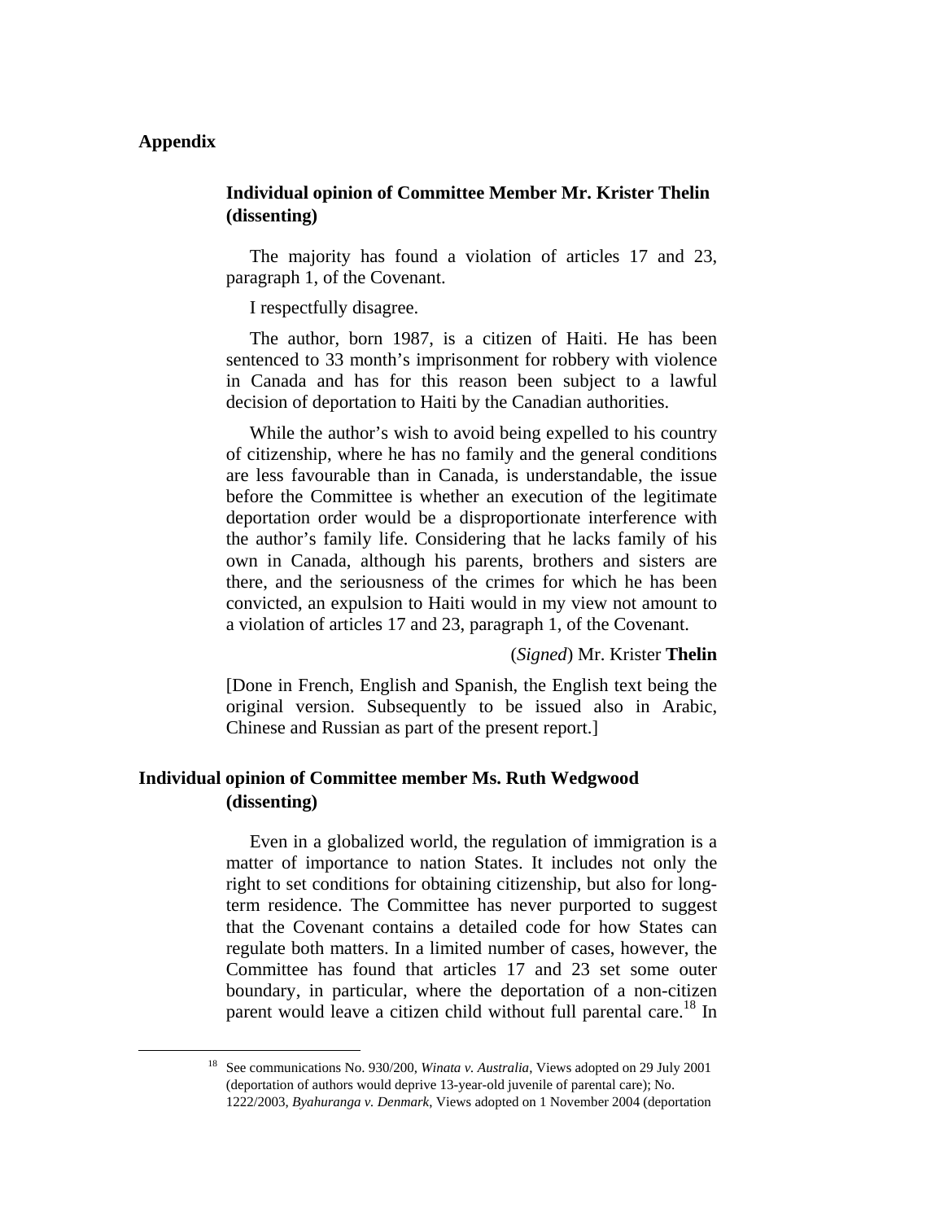## Appendix

### Individual opinion of Committee Member Mr. Krister Thelin (dissenting)

The majority has found a violation of articles 17 and 23, paragraph 1, of the Covenant.

I respectfully disagree.

The author, born 1987, is a citizen of Haiti. He has been sentenced to 33 month's imprisonment for robbery with violence in Canada and has for this reason been subject to a lawful decision of deportation to Haiti by the Canadian authorities.

While the author's wish to avoid being expelled to his country of citizenship, where he has no family and the general conditions are less favourable than in Canada, is understandable, the issue before the Committee is whether an execution of the legitimate deportation order would be a disproportionate interference with the author's family life. Considering that he lacks family of his own in Canada, although his parents, brothers and sisters are there, and the seriousness of the crimes for which he has been convicted, an expulsion to Haiti would in my view not amount to a violation of articles 17 and 23, paragraph 1, of the Covenant.

(*Signed*) Mr. Krister **Thelin**

[Done in French, English and Spanish, the English text being the original version. Subsequently to be issued also in Arabic, Chinese and Russian as part of the present report.]

### Individual opinion of Committee member Ms. Ruth Wedgwood (dissenting)

Even in a globalized world, the regulation of immigration is a matter of importance to nation States. It includes not only the right to set conditions for obtaining citizenship, but also for long-term residence. The Committee has never purported to suggest that the Covenant contains a detailed code for how States can regulate both matters. In a limited number of cases, however, the Committee has found that articles 17 and 23 set some outer boundary, in particular, where the deportation of a non-citizen parent would leave a citizen child without full parental care.[18] In

---

[18] See communications No. 930/200, *Winata v. Australia*, Views adopted on 29 July 2001 (deportation of authors would deprive 13-year-old juvenile of parental care); No. 1222/2003, *Byahuranga v. Denmark*, Views adopted on 1 November 2004 (deportation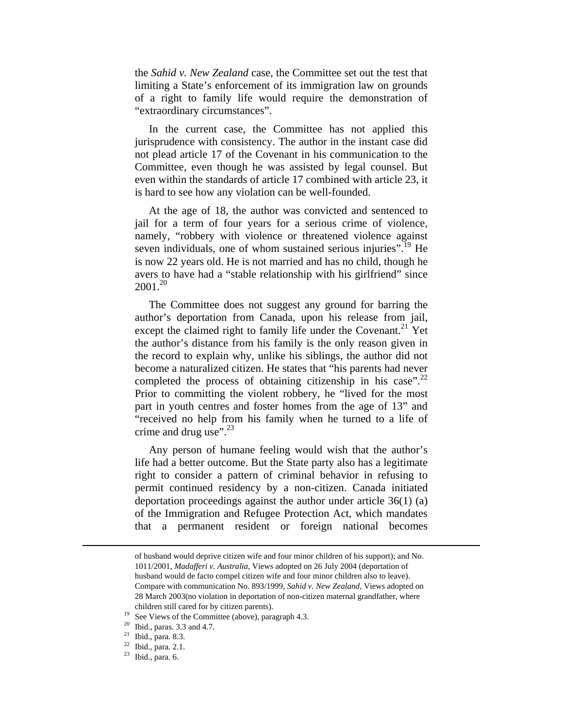the *Sahid v. New Zealand* case, the Committee set out the test that limiting a State's enforcement of its immigration law on grounds of a right to family life would require the demonstration of "extraordinary circumstances".

In the current case, the Committee has not applied this jurisprudence with consistency. The author in the instant case did not plead article 17 of the Covenant in his communication to the Committee, even though he was assisted by legal counsel. But even within the standards of article 17 combined with article 23, it is hard to see how any violation can be well-founded.

At the age of 18, the author was convicted and sentenced to jail for a term of four years for a serious crime of violence, namely, "robbery with violence or threatened violence against seven individuals, one of whom sustained serious injuries".[19] He is now 22 years old. He is not married and has no child, though he avers to have had a "stable relationship with his girlfriend" since 2001.[20]

The Committee does not suggest any ground for barring the author's deportation from Canada, upon his release from jail, except the claimed right to family life under the Covenant.[21] Yet the author's distance from his family is the only reason given in the record to explain why, unlike his siblings, the author did not become a naturalized citizen. He states that "his parents had never completed the process of obtaining citizenship in his case".[22] Prior to committing the violent robbery, he "lived for the most part in youth centres and foster homes from the age of 13" and "received no help from his family when he turned to a life of crime and drug use".[23]

Any person of humane feeling would wish that the author's life had a better outcome. But the State party also has a legitimate right to consider a pattern of criminal behavior in refusing to permit continued residency by a non-citizen. Canada initiated deportation proceedings against the author under article 36(1) (a) of the Immigration and Refugee Protection Act, which mandates that a permanent resident or foreign national becomes

---

of husband would deprive citizen wife and four minor children of his support); and No. 1011/2001, *Madafferi v. Australia*, Views adopted on 26 July 2004 (deportation of husband would de facto compel citizen wife and four minor children also to leave). Compare with communication No. 893/1999, *Sahid v. New Zealand*, Views adopted on 28 March 2003(no violation in deportation of non-citizen maternal grandfather, where children still cared for by citizen parents).

[19] See Views of the Committee (above), paragraph 4.3.

[20] Ibid., paras. 3.3 and 4.7.

[21] Ibid., para. 8.3.

[22] Ibid., para. 2.1.

[23] Ibid., para. 6.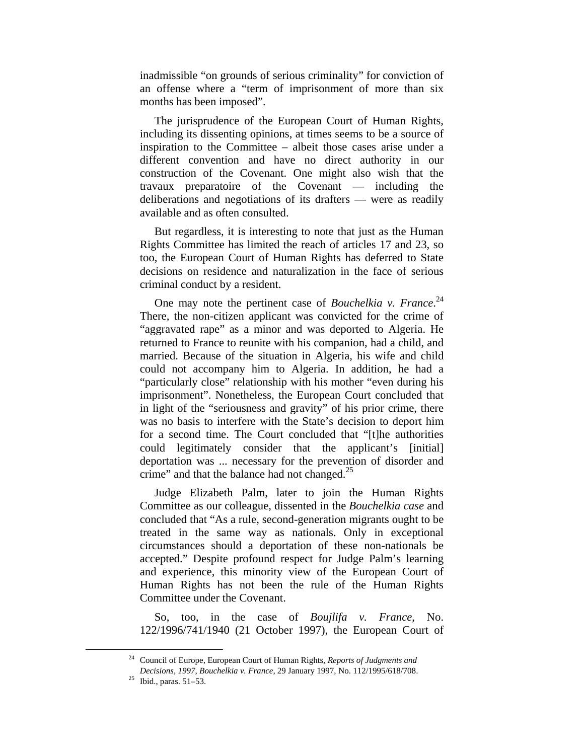inadmissible "on grounds of serious criminality" for conviction of an offense where a "term of imprisonment of more than six months has been imposed".

The jurisprudence of the European Court of Human Rights, including its dissenting opinions, at times seems to be a source of inspiration to the Committee – albeit those cases arise under a different convention and have no direct authority in our construction of the Covenant. One might also wish that the travaux preparatoire of the Covenant — including the deliberations and negotiations of its drafters — were as readily available and as often consulted.

But regardless, it is interesting to note that just as the Human Rights Committee has limited the reach of articles 17 and 23, so too, the European Court of Human Rights has deferred to State decisions on residence and naturalization in the face of serious criminal conduct by a resident.

One may note the pertinent case of *Bouchelkia v. France*.[24] There, the non-citizen applicant was convicted for the crime of "aggravated rape" as a minor and was deported to Algeria. He returned to France to reunite with his companion, had a child, and married. Because of the situation in Algeria, his wife and child could not accompany him to Algeria. In addition, he had a "particularly close" relationship with his mother "even during his imprisonment". Nonetheless, the European Court concluded that in light of the "seriousness and gravity" of his prior crime, there was no basis to interfere with the State's decision to deport him for a second time. The Court concluded that "[t]he authorities could legitimately consider that the applicant's [initial] deportation was ... necessary for the prevention of disorder and crime" and that the balance had not changed.[25]

Judge Elizabeth Palm, later to join the Human Rights Committee as our colleague, dissented in the *Bouchelkia case* and concluded that "As a rule, second-generation migrants ought to be treated in the same way as nationals. Only in exceptional circumstances should a deportation of these non-nationals be accepted." Despite profound respect for Judge Palm's learning and experience, this minority view of the European Court of Human Rights has not been the rule of the Human Rights Committee under the Covenant.

So, too, in the case of *Boujlifa v. France*, No. 122/1996/741/1940 (21 October 1997), the European Court of

---

[24] Council of Europe, European Court of Human Rights, *Reports of Judgments and Decisions, 1997*, *Bouchelkia v. France*, 29 January 1997, No. 112/1995/618/708.

[25] Ibid., paras. 51–53.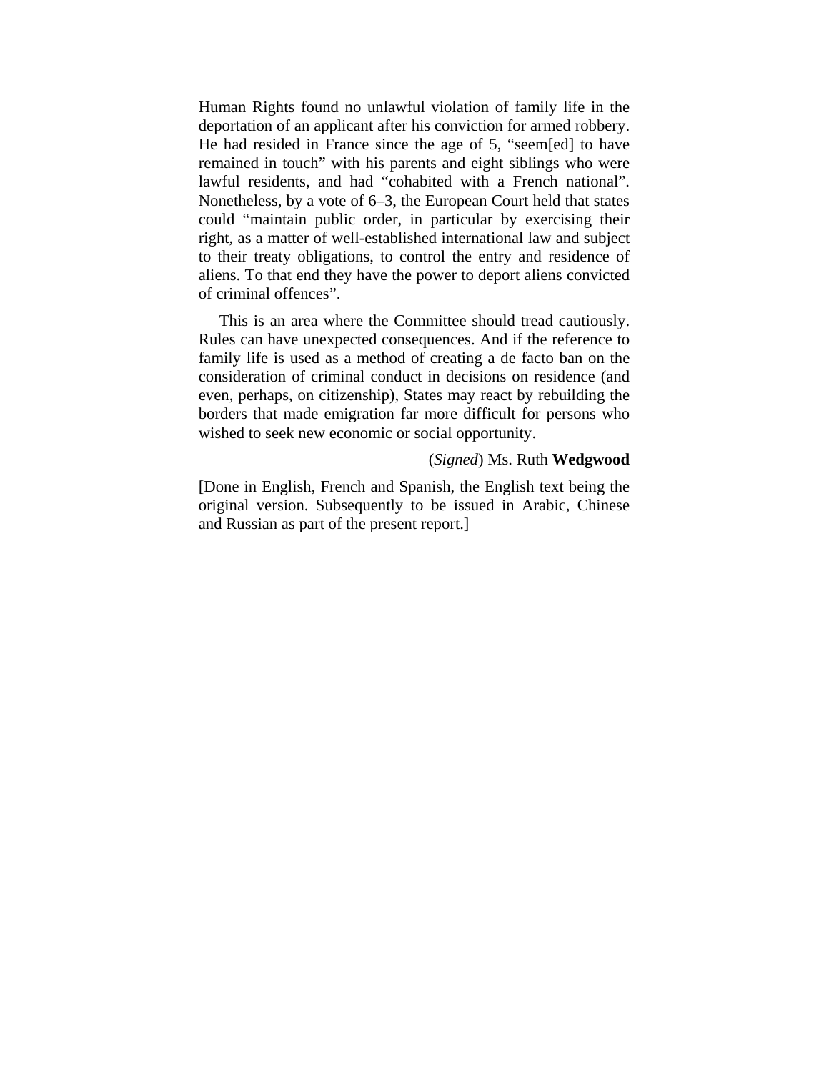Human Rights found no unlawful violation of family life in the deportation of an applicant after his conviction for armed robbery. He had resided in France since the age of 5, "seem[ed] to have remained in touch" with his parents and eight siblings who were lawful residents, and had "cohabited with a French national". Nonetheless, by a vote of 6–3, the European Court held that states could "maintain public order, in particular by exercising their right, as a matter of well-established international law and subject to their treaty obligations, to control the entry and residence of aliens. To that end they have the power to deport aliens convicted of criminal offences".

This is an area where the Committee should tread cautiously. Rules can have unexpected consequences. And if the reference to family life is used as a method of creating a de facto ban on the consideration of criminal conduct in decisions on residence (and even, perhaps, on citizenship), States may react by rebuilding the borders that made emigration far more difficult for persons who wished to seek new economic or social opportunity.

(*Signed*) Ms. Ruth **Wedgwood**

[Done in English, French and Spanish, the English text being the original version. Subsequently to be issued in Arabic, Chinese and Russian as part of the present report.]